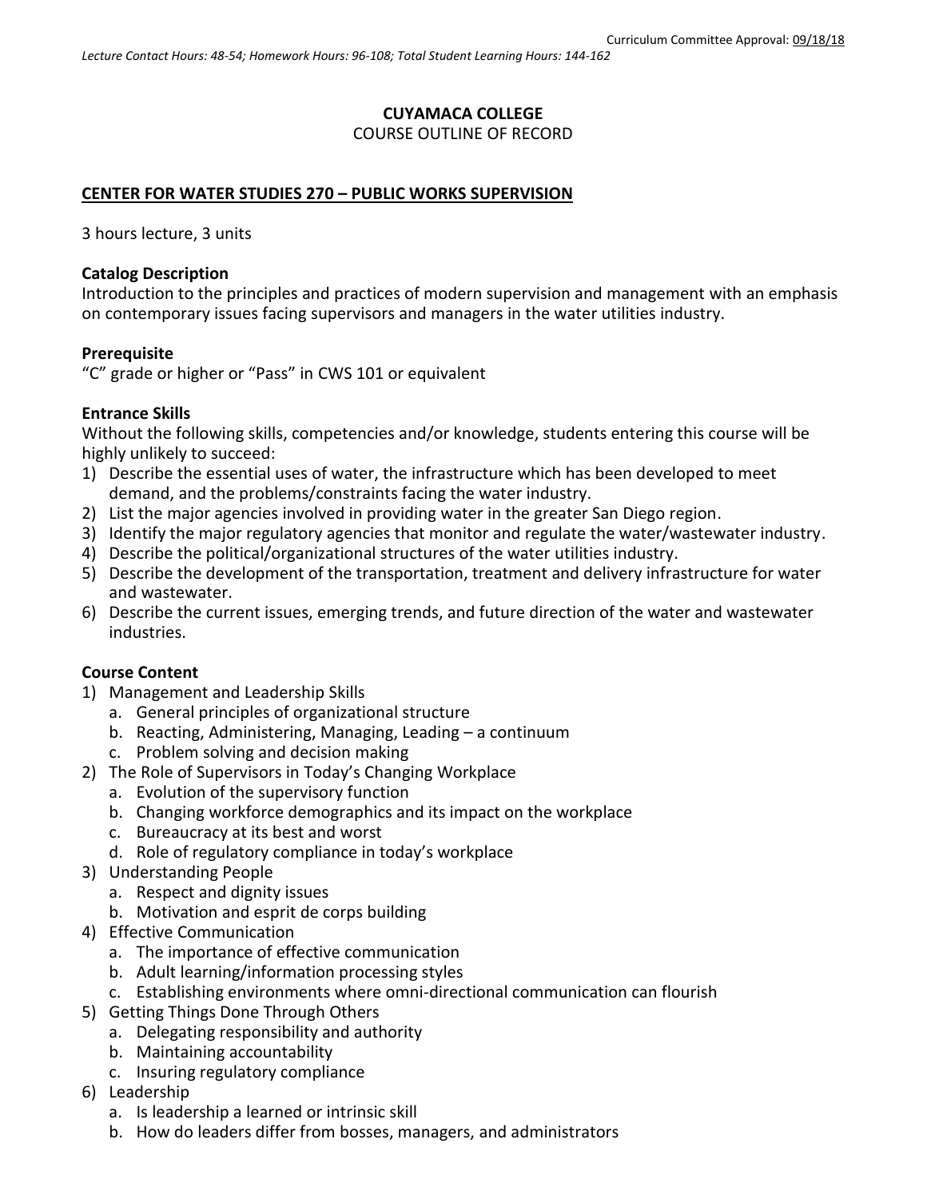Curriculum Committee Approval: 09/18/18

*Lecture Contact Hours: 48-54; Homework Hours: 96-108; Total Student Learning Hours: 144-162*

**CUYAMACA COLLEGE**
COURSE OUTLINE OF RECORD

**CENTER FOR WATER STUDIES 270 – PUBLIC WORKS SUPERVISION**

3 hours lecture, 3 units

**Catalog Description**
Introduction to the principles and practices of modern supervision and management with an emphasis on contemporary issues facing supervisors and managers in the water utilities industry.

**Prerequisite**
"C" grade or higher or "Pass" in CWS 101 or equivalent

**Entrance Skills**
Without the following skills, competencies and/or knowledge, students entering this course will be highly unlikely to succeed:

1) Describe the essential uses of water, the infrastructure which has been developed to meet demand, and the problems/constraints facing the water industry.
2) List the major agencies involved in providing water in the greater San Diego region.
3) Identify the major regulatory agencies that monitor and regulate the water/wastewater industry.
4) Describe the political/organizational structures of the water utilities industry.
5) Describe the development of the transportation, treatment and delivery infrastructure for water and wastewater.
6) Describe the current issues, emerging trends, and future direction of the water and wastewater industries.

**Course Content**

1) Management and Leadership Skills
   a. General principles of organizational structure
   b. Reacting, Administering, Managing, Leading – a continuum
   c. Problem solving and decision making
2) The Role of Supervisors in Today's Changing Workplace
   a. Evolution of the supervisory function
   b. Changing workforce demographics and its impact on the workplace
   c. Bureaucracy at its best and worst
   d. Role of regulatory compliance in today's workplace
3) Understanding People
   a. Respect and dignity issues
   b. Motivation and esprit de corps building
4) Effective Communication
   a. The importance of effective communication
   b. Adult learning/information processing styles
   c. Establishing environments where omni-directional communication can flourish
5) Getting Things Done Through Others
   a. Delegating responsibility and authority
   b. Maintaining accountability
   c. Insuring regulatory compliance
6) Leadership
   a. Is leadership a learned or intrinsic skill
   b. How do leaders differ from bosses, managers, and administrators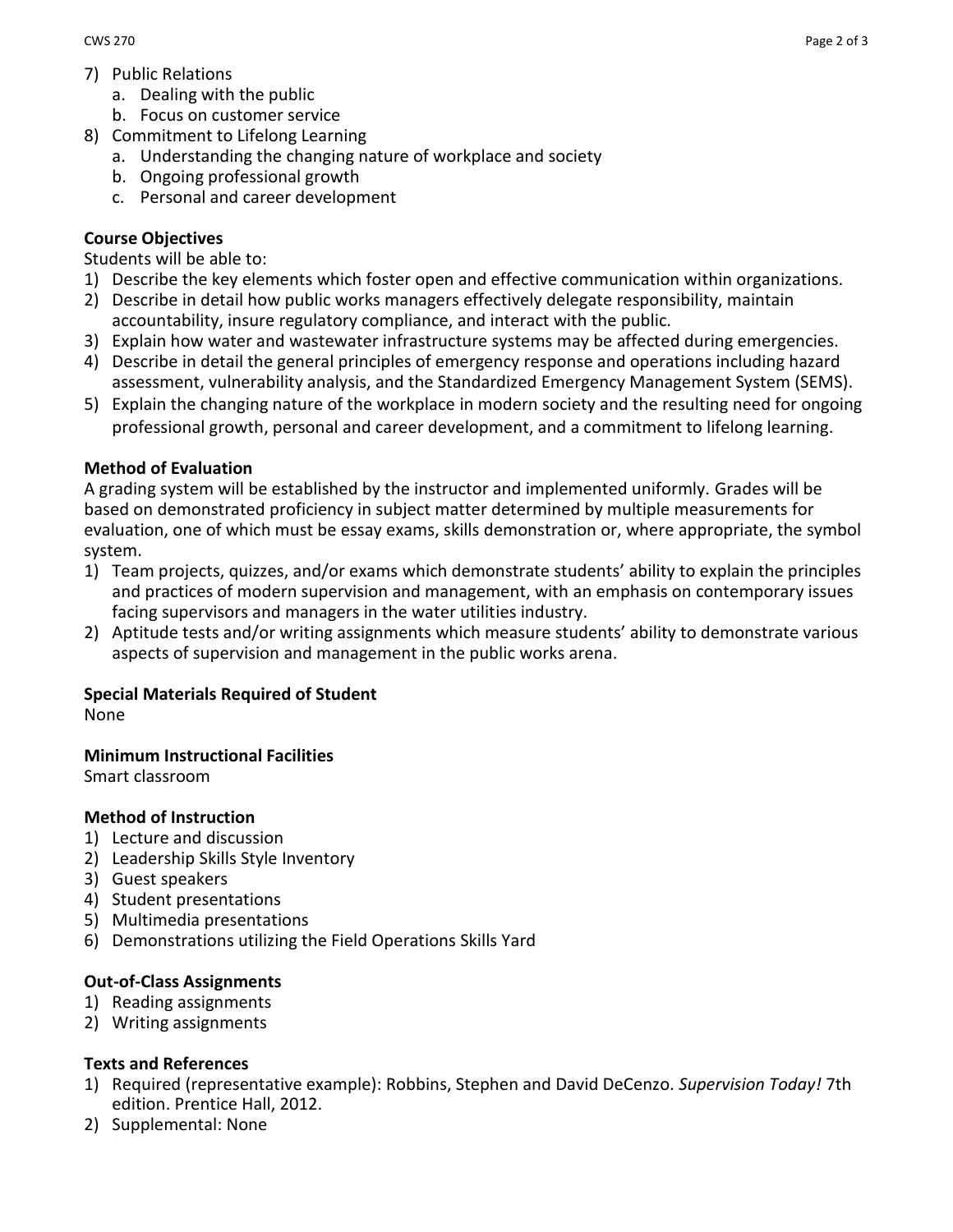7) Public Relations
   a. Dealing with the public
   b. Focus on customer service
8) Commitment to Lifelong Learning
   a. Understanding the changing nature of workplace and society
   b. Ongoing professional growth
   c. Personal and career development

**Course Objectives**

Students will be able to:

1) Describe the key elements which foster open and effective communication within organizations.
2) Describe in detail how public works managers effectively delegate responsibility, maintain accountability, insure regulatory compliance, and interact with the public.
3) Explain how water and wastewater infrastructure systems may be affected during emergencies.
4) Describe in detail the general principles of emergency response and operations including hazard assessment, vulnerability analysis, and the Standardized Emergency Management System (SEMS).
5) Explain the changing nature of the workplace in modern society and the resulting need for ongoing professional growth, personal and career development, and a commitment to lifelong learning.

**Method of Evaluation**

A grading system will be established by the instructor and implemented uniformly. Grades will be based on demonstrated proficiency in subject matter determined by multiple measurements for evaluation, one of which must be essay exams, skills demonstration or, where appropriate, the symbol system.

1) Team projects, quizzes, and/or exams which demonstrate students' ability to explain the principles and practices of modern supervision and management, with an emphasis on contemporary issues facing supervisors and managers in the water utilities industry.
2) Aptitude tests and/or writing assignments which measure students' ability to demonstrate various aspects of supervision and management in the public works arena.

**Special Materials Required of Student**

None

**Minimum Instructional Facilities**

Smart classroom

**Method of Instruction**

1) Lecture and discussion
2) Leadership Skills Style Inventory
3) Guest speakers
4) Student presentations
5) Multimedia presentations
6) Demonstrations utilizing the Field Operations Skills Yard

**Out-of-Class Assignments**

1) Reading assignments
2) Writing assignments

**Texts and References**

1) Required (representative example): Robbins, Stephen and David DeCenzo. *Supervision Today!* 7th edition. Prentice Hall, 2012.
2) Supplemental: None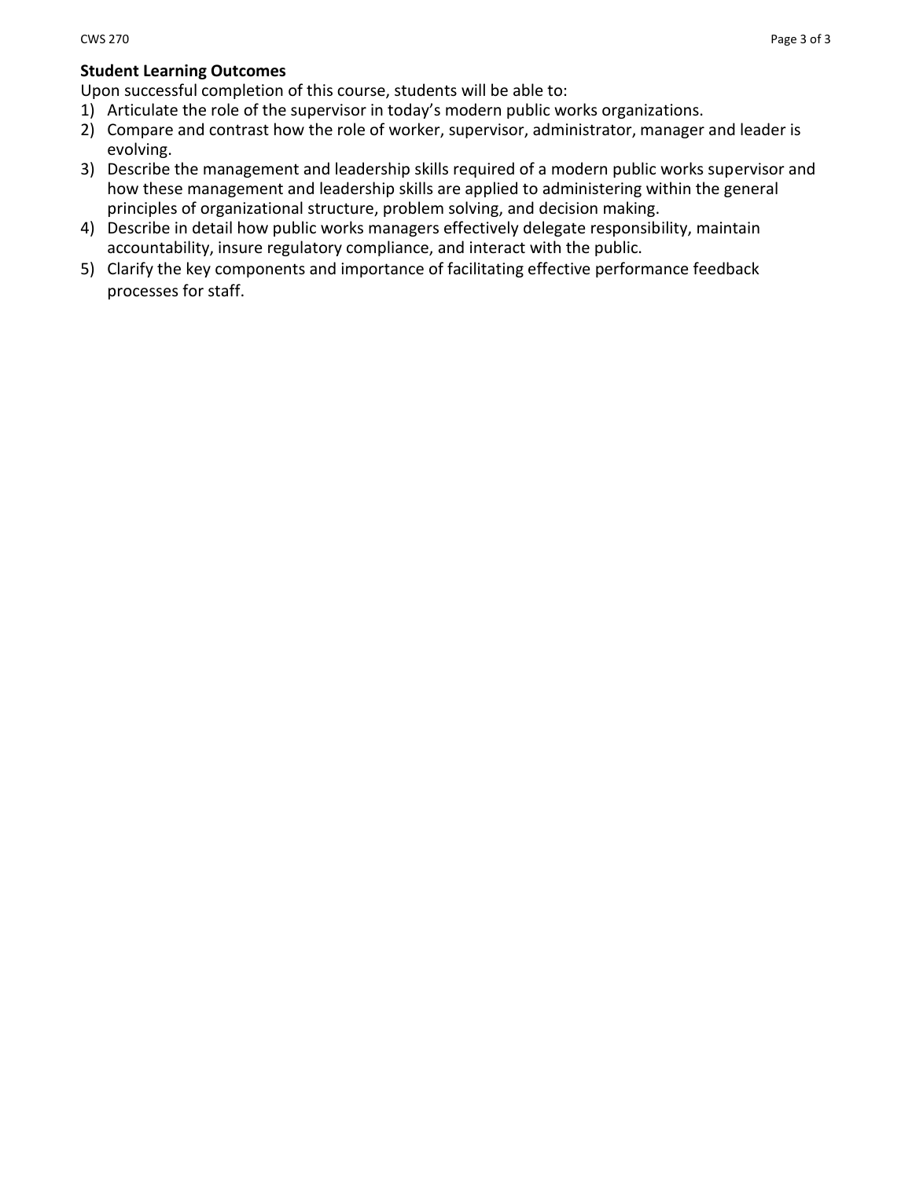**Student Learning Outcomes**

Upon successful completion of this course, students will be able to:

1) Articulate the role of the supervisor in today's modern public works organizations.
2) Compare and contrast how the role of worker, supervisor, administrator, manager and leader is evolving.
3) Describe the management and leadership skills required of a modern public works supervisor and how these management and leadership skills are applied to administering within the general principles of organizational structure, problem solving, and decision making.
4) Describe in detail how public works managers effectively delegate responsibility, maintain accountability, insure regulatory compliance, and interact with the public.
5) Clarify the key components and importance of facilitating effective performance feedback processes for staff.